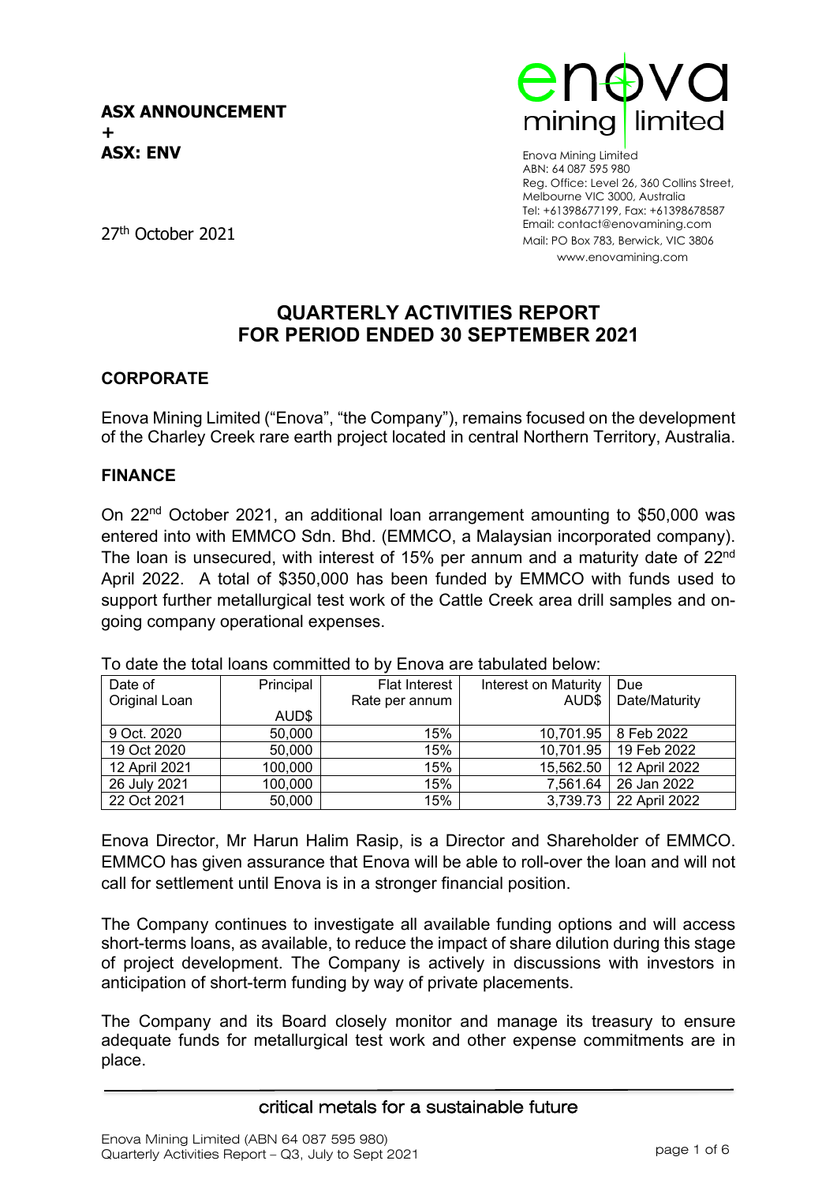**ASX ANNOUNCEMENT**
**+**
**ASX: ENV**

Enova Mining Limited
ABN: 64 087 595 980
Reg. Office: Level 26, 360 Collins Street, Melbourne VIC 3000, Australia
Tel: +61398677199, Fax: +61398678587
Email: contact@enovamining.com
Mail: PO Box 783, Berwick, VIC 3806
www.enovamining.com

27th October 2021

# QUARTERLY ACTIVITIES REPORT FOR PERIOD ENDED 30 SEPTEMBER 2021

## CORPORATE

Enova Mining Limited ("Enova", "the Company"), remains focused on the development of the Charley Creek rare earth project located in central Northern Territory, Australia.

## FINANCE

On 22nd October 2021, an additional loan arrangement amounting to \$50,000 was entered into with EMMCO Sdn. Bhd. (EMMCO, a Malaysian incorporated company). The loan is unsecured, with interest of 15% per annum and a maturity date of 22nd April 2022. A total of \$350,000 has been funded by EMMCO with funds used to support further metallurgical test work of the Cattle Creek area drill samples and on-going company operational expenses.

To date the total loans committed to by Enova are tabulated below:

| Date of Original Loan | Principal AUD$ | Flat Interest Rate per annum | Interest on Maturity AUD$ | Due Date/Maturity |
|---|---|---|---|---|
| 9 Oct. 2020 | 50,000 | 15% | 10,701.95 | 8 Feb 2022 |
| 19 Oct 2020 | 50,000 | 15% | 10,701.95 | 19 Feb 2022 |
| 12 April 2021 | 100,000 | 15% | 15,562.50 | 12 April 2022 |
| 26 July 2021 | 100,000 | 15% | 7,561.64 | 26 Jan 2022 |
| 22 Oct 2021 | 50,000 | 15% | 3,739.73 | 22 April 2022 |

Enova Director, Mr Harun Halim Rasip, is a Director and Shareholder of EMMCO. EMMCO has given assurance that Enova will be able to roll-over the loan and will not call for settlement until Enova is in a stronger financial position.

The Company continues to investigate all available funding options and will access short-terms loans, as available, to reduce the impact of share dilution during this stage of project development. The Company is actively in discussions with investors in anticipation of short-term funding by way of private placements.

The Company and its Board closely monitor and manage its treasury to ensure adequate funds for metallurgical test work and other expense commitments are in place.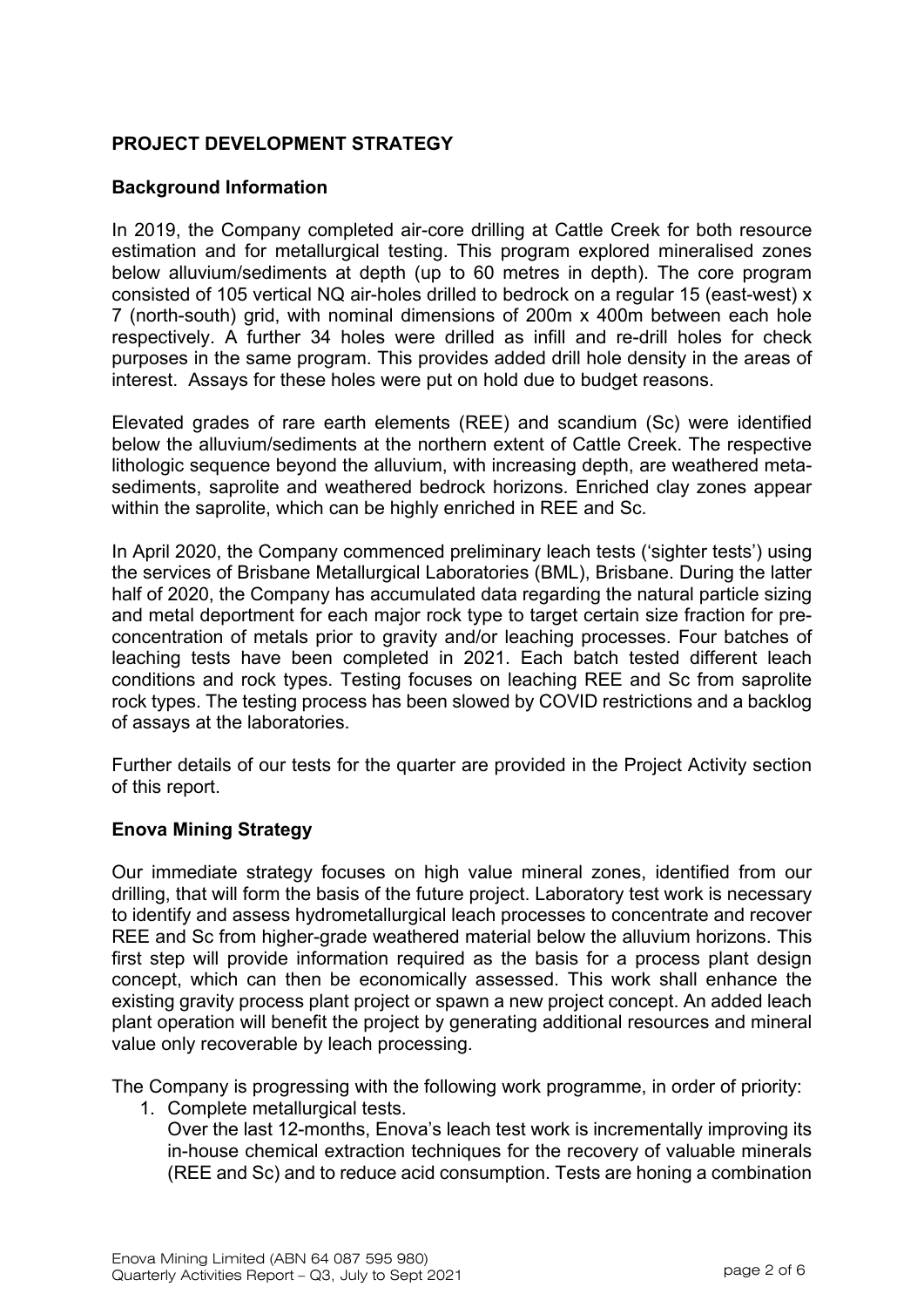## PROJECT DEVELOPMENT STRATEGY

### Background Information

In 2019, the Company completed air-core drilling at Cattle Creek for both resource estimation and for metallurgical testing. This program explored mineralised zones below alluvium/sediments at depth (up to 60 metres in depth). The core program consisted of 105 vertical NQ air-holes drilled to bedrock on a regular 15 (east-west) x 7 (north-south) grid, with nominal dimensions of 200m x 400m between each hole respectively. A further 34 holes were drilled as infill and re-drill holes for check purposes in the same program. This provides added drill hole density in the areas of interest. Assays for these holes were put on hold due to budget reasons.

Elevated grades of rare earth elements (REE) and scandium (Sc) were identified below the alluvium/sediments at the northern extent of Cattle Creek. The respective lithologic sequence beyond the alluvium, with increasing depth, are weathered meta-sediments, saprolite and weathered bedrock horizons. Enriched clay zones appear within the saprolite, which can be highly enriched in REE and Sc.

In April 2020, the Company commenced preliminary leach tests ('sighter tests') using the services of Brisbane Metallurgical Laboratories (BML), Brisbane. During the latter half of 2020, the Company has accumulated data regarding the natural particle sizing and metal deportment for each major rock type to target certain size fraction for pre-concentration of metals prior to gravity and/or leaching processes. Four batches of leaching tests have been completed in 2021. Each batch tested different leach conditions and rock types. Testing focuses on leaching REE and Sc from saprolite rock types. The testing process has been slowed by COVID restrictions and a backlog of assays at the laboratories.

Further details of our tests for the quarter are provided in the Project Activity section of this report.

### Enova Mining Strategy

Our immediate strategy focuses on high value mineral zones, identified from our drilling, that will form the basis of the future project. Laboratory test work is necessary to identify and assess hydrometallurgical leach processes to concentrate and recover REE and Sc from higher-grade weathered material below the alluvium horizons. This first step will provide information required as the basis for a process plant design concept, which can then be economically assessed. This work shall enhance the existing gravity process plant project or spawn a new project concept. An added leach plant operation will benefit the project by generating additional resources and mineral value only recoverable by leach processing.

The Company is progressing with the following work programme, in order of priority:

1. Complete metallurgical tests.
   Over the last 12-months, Enova's leach test work is incrementally improving its in-house chemical extraction techniques for the recovery of valuable minerals (REE and Sc) and to reduce acid consumption. Tests are honing a combination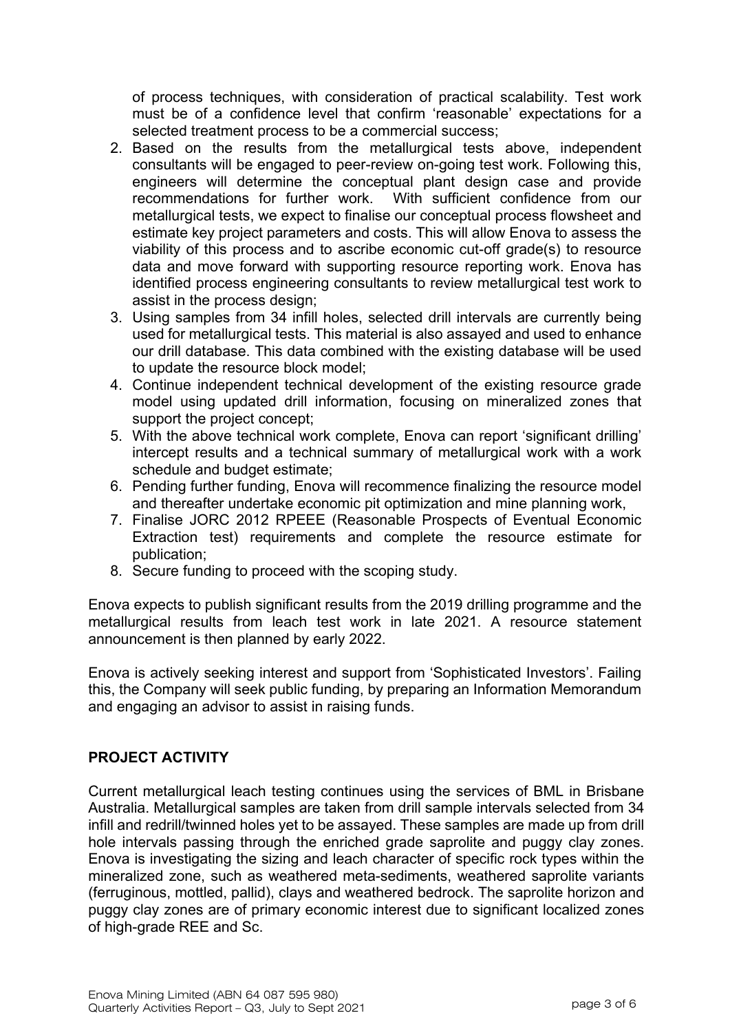of process techniques, with consideration of practical scalability. Test work must be of a confidence level that confirm 'reasonable' expectations for a selected treatment process to be a commercial success;

2. Based on the results from the metallurgical tests above, independent consultants will be engaged to peer-review on-going test work. Following this, engineers will determine the conceptual plant design case and provide recommendations for further work. With sufficient confidence from our metallurgical tests, we expect to finalise our conceptual process flowsheet and estimate key project parameters and costs. This will allow Enova to assess the viability of this process and to ascribe economic cut-off grade(s) to resource data and move forward with supporting resource reporting work. Enova has identified process engineering consultants to review metallurgical test work to assist in the process design;
3. Using samples from 34 infill holes, selected drill intervals are currently being used for metallurgical tests. This material is also assayed and used to enhance our drill database. This data combined with the existing database will be used to update the resource block model;
4. Continue independent technical development of the existing resource grade model using updated drill information, focusing on mineralized zones that support the project concept;
5. With the above technical work complete, Enova can report 'significant drilling' intercept results and a technical summary of metallurgical work with a work schedule and budget estimate;
6. Pending further funding, Enova will recommence finalizing the resource model and thereafter undertake economic pit optimization and mine planning work,
7. Finalise JORC 2012 RPEEE (Reasonable Prospects of Eventual Economic Extraction test) requirements and complete the resource estimate for publication;
8. Secure funding to proceed with the scoping study.

Enova expects to publish significant results from the 2019 drilling programme and the metallurgical results from leach test work in late 2021. A resource statement announcement is then planned by early 2022.

Enova is actively seeking interest and support from 'Sophisticated Investors'. Failing this, the Company will seek public funding, by preparing an Information Memorandum and engaging an advisor to assist in raising funds.

## PROJECT ACTIVITY

Current metallurgical leach testing continues using the services of BML in Brisbane Australia. Metallurgical samples are taken from drill sample intervals selected from 34 infill and redrill/twinned holes yet to be assayed. These samples are made up from drill hole intervals passing through the enriched grade saprolite and puggy clay zones. Enova is investigating the sizing and leach character of specific rock types within the mineralized zone, such as weathered meta-sediments, weathered saprolite variants (ferruginous, mottled, pallid), clays and weathered bedrock. The saprolite horizon and puggy clay zones are of primary economic interest due to significant localized zones of high-grade REE and Sc.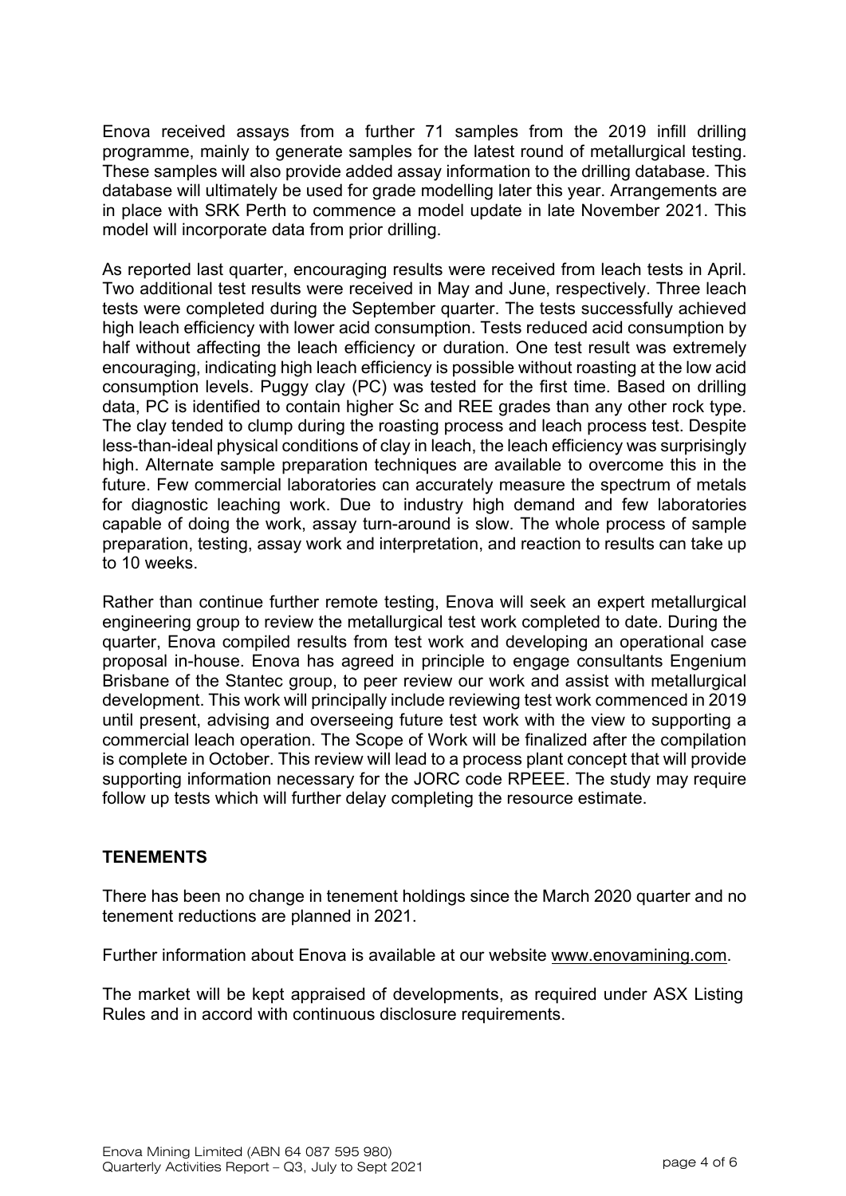Enova received assays from a further 71 samples from the 2019 infill drilling programme, mainly to generate samples for the latest round of metallurgical testing. These samples will also provide added assay information to the drilling database. This database will ultimately be used for grade modelling later this year. Arrangements are in place with SRK Perth to commence a model update in late November 2021. This model will incorporate data from prior drilling.

As reported last quarter, encouraging results were received from leach tests in April. Two additional test results were received in May and June, respectively. Three leach tests were completed during the September quarter. The tests successfully achieved high leach efficiency with lower acid consumption. Tests reduced acid consumption by half without affecting the leach efficiency or duration. One test result was extremely encouraging, indicating high leach efficiency is possible without roasting at the low acid consumption levels. Puggy clay (PC) was tested for the first time. Based on drilling data, PC is identified to contain higher Sc and REE grades than any other rock type. The clay tended to clump during the roasting process and leach process test. Despite less-than-ideal physical conditions of clay in leach, the leach efficiency was surprisingly high. Alternate sample preparation techniques are available to overcome this in the future. Few commercial laboratories can accurately measure the spectrum of metals for diagnostic leaching work. Due to industry high demand and few laboratories capable of doing the work, assay turn-around is slow. The whole process of sample preparation, testing, assay work and interpretation, and reaction to results can take up to 10 weeks.

Rather than continue further remote testing, Enova will seek an expert metallurgical engineering group to review the metallurgical test work completed to date. During the quarter, Enova compiled results from test work and developing an operational case proposal in-house. Enova has agreed in principle to engage consultants Engenium Brisbane of the Stantec group, to peer review our work and assist with metallurgical development. This work will principally include reviewing test work commenced in 2019 until present, advising and overseeing future test work with the view to supporting a commercial leach operation. The Scope of Work will be finalized after the compilation is complete in October. This review will lead to a process plant concept that will provide supporting information necessary for the JORC code RPEEE. The study may require follow up tests which will further delay completing the resource estimate.

## TENEMENTS

There has been no change in tenement holdings since the March 2020 quarter and no tenement reductions are planned in 2021.

Further information about Enova is available at our website www.enovamining.com.

The market will be kept appraised of developments, as required under ASX Listing Rules and in accord with continuous disclosure requirements.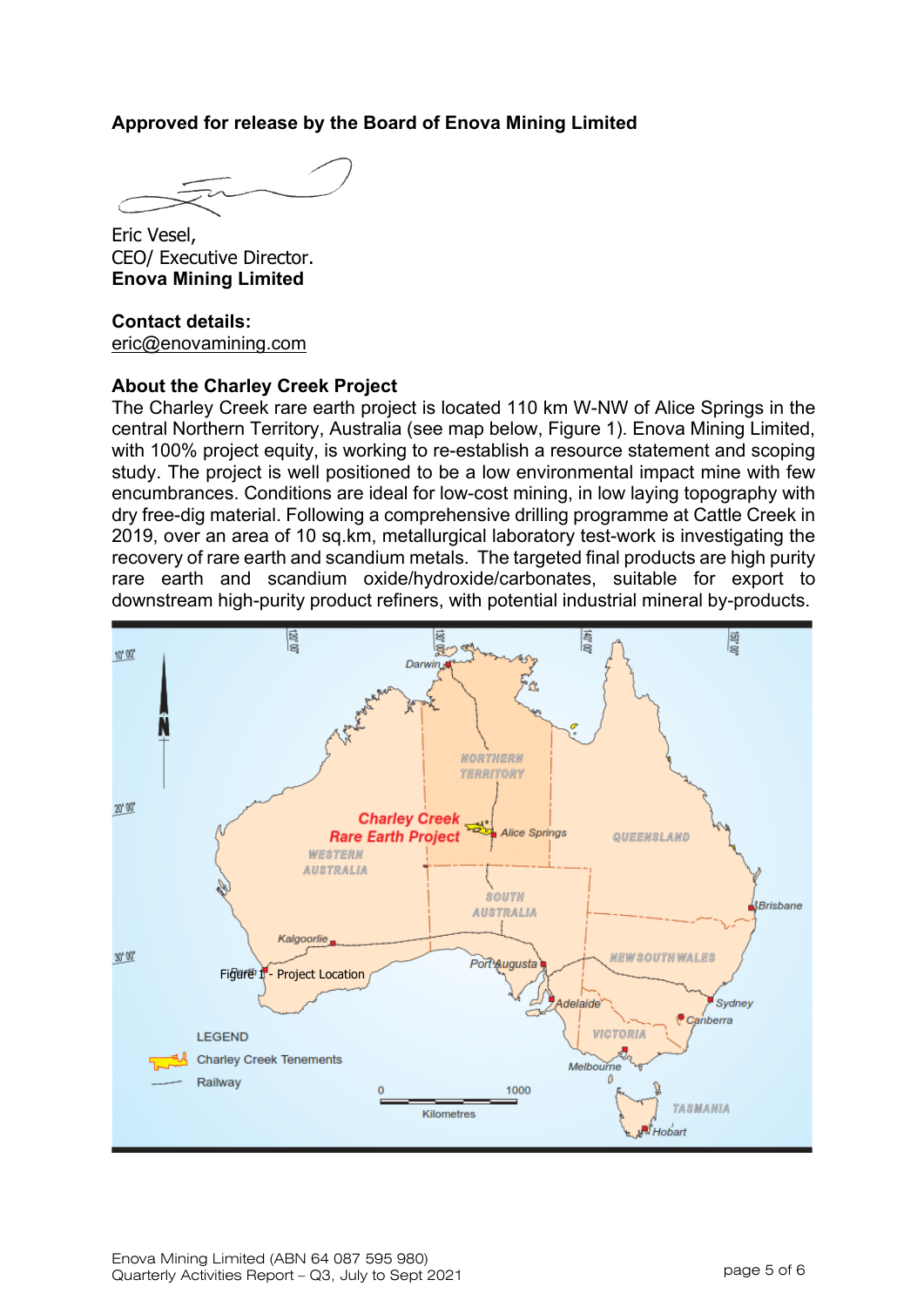**Approved for release by the Board of Enova Mining Limited**

Eric Vesel,
CEO/ Executive Director.
**Enova Mining Limited**

**Contact details:**
eric@enovamining.com

**About the Charley Creek Project**

The Charley Creek rare earth project is located 110 km W-NW of Alice Springs in the central Northern Territory, Australia (see map below, Figure 1). Enova Mining Limited, with 100% project equity, is working to re-establish a resource statement and scoping study. The project is well positioned to be a low environmental impact mine with few encumbrances. Conditions are ideal for low-cost mining, in low laying topography with dry free-dig material. Following a comprehensive drilling programme at Cattle Creek in 2019, over an area of 10 sq.km, metallurgical laboratory test-work is investigating the recovery of rare earth and scandium metals. The targeted final products are high purity rare earth and scandium oxide/hydroxide/carbonates, suitable for export to downstream high-purity product refiners, with potential industrial mineral by-products.

Figure 1 - Project Location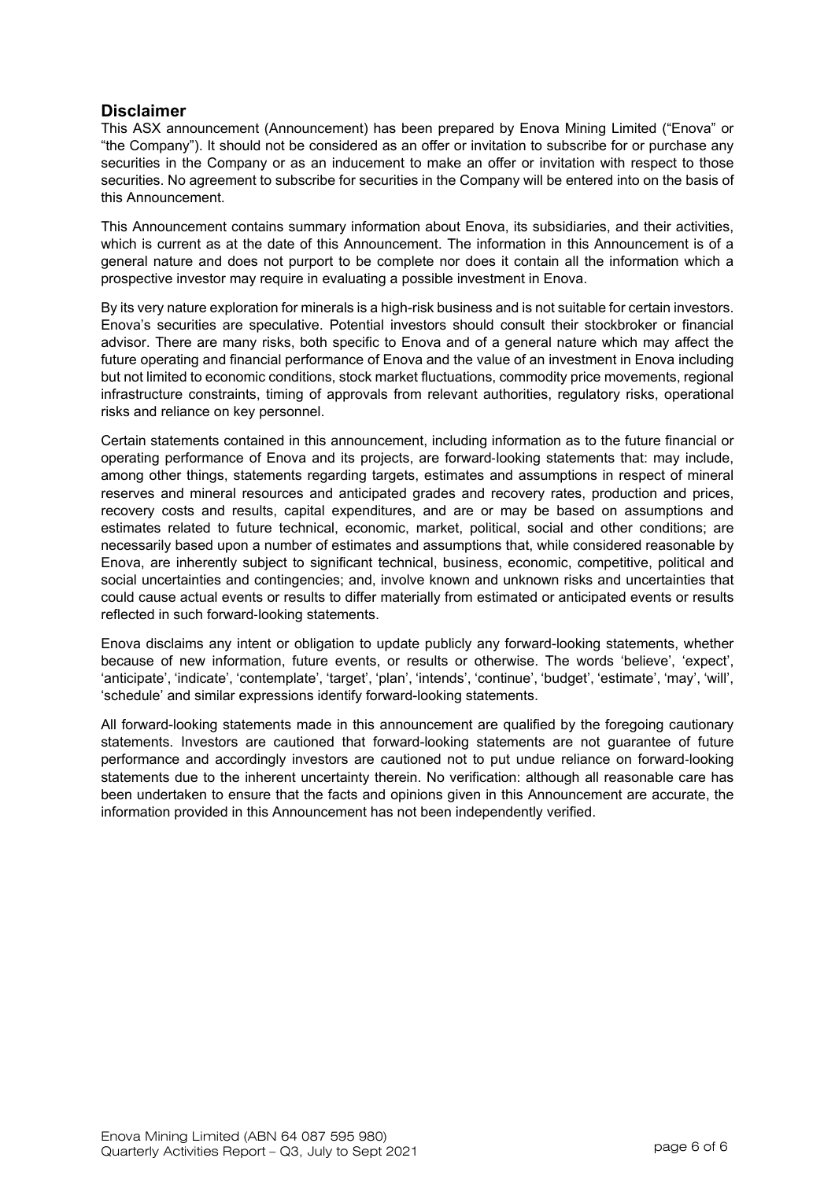## Disclaimer

This ASX announcement (Announcement) has been prepared by Enova Mining Limited ("Enova" or "the Company"). It should not be considered as an offer or invitation to subscribe for or purchase any securities in the Company or as an inducement to make an offer or invitation with respect to those securities. No agreement to subscribe for securities in the Company will be entered into on the basis of this Announcement.

This Announcement contains summary information about Enova, its subsidiaries, and their activities, which is current as at the date of this Announcement. The information in this Announcement is of a general nature and does not purport to be complete nor does it contain all the information which a prospective investor may require in evaluating a possible investment in Enova.

By its very nature exploration for minerals is a high-risk business and is not suitable for certain investors. Enova's securities are speculative. Potential investors should consult their stockbroker or financial advisor. There are many risks, both specific to Enova and of a general nature which may affect the future operating and financial performance of Enova and the value of an investment in Enova including but not limited to economic conditions, stock market fluctuations, commodity price movements, regional infrastructure constraints, timing of approvals from relevant authorities, regulatory risks, operational risks and reliance on key personnel.

Certain statements contained in this announcement, including information as to the future financial or operating performance of Enova and its projects, are forward-looking statements that: may include, among other things, statements regarding targets, estimates and assumptions in respect of mineral reserves and mineral resources and anticipated grades and recovery rates, production and prices, recovery costs and results, capital expenditures, and are or may be based on assumptions and estimates related to future technical, economic, market, political, social and other conditions; are necessarily based upon a number of estimates and assumptions that, while considered reasonable by Enova, are inherently subject to significant technical, business, economic, competitive, political and social uncertainties and contingencies; and, involve known and unknown risks and uncertainties that could cause actual events or results to differ materially from estimated or anticipated events or results reflected in such forward-looking statements.

Enova disclaims any intent or obligation to update publicly any forward-looking statements, whether because of new information, future events, or results or otherwise. The words 'believe', 'expect', 'anticipate', 'indicate', 'contemplate', 'target', 'plan', 'intends', 'continue', 'budget', 'estimate', 'may', 'will', 'schedule' and similar expressions identify forward-looking statements.

All forward-looking statements made in this announcement are qualified by the foregoing cautionary statements. Investors are cautioned that forward-looking statements are not guarantee of future performance and accordingly investors are cautioned not to put undue reliance on forward-looking statements due to the inherent uncertainty therein. No verification: although all reasonable care has been undertaken to ensure that the facts and opinions given in this Announcement are accurate, the information provided in this Announcement has not been independently verified.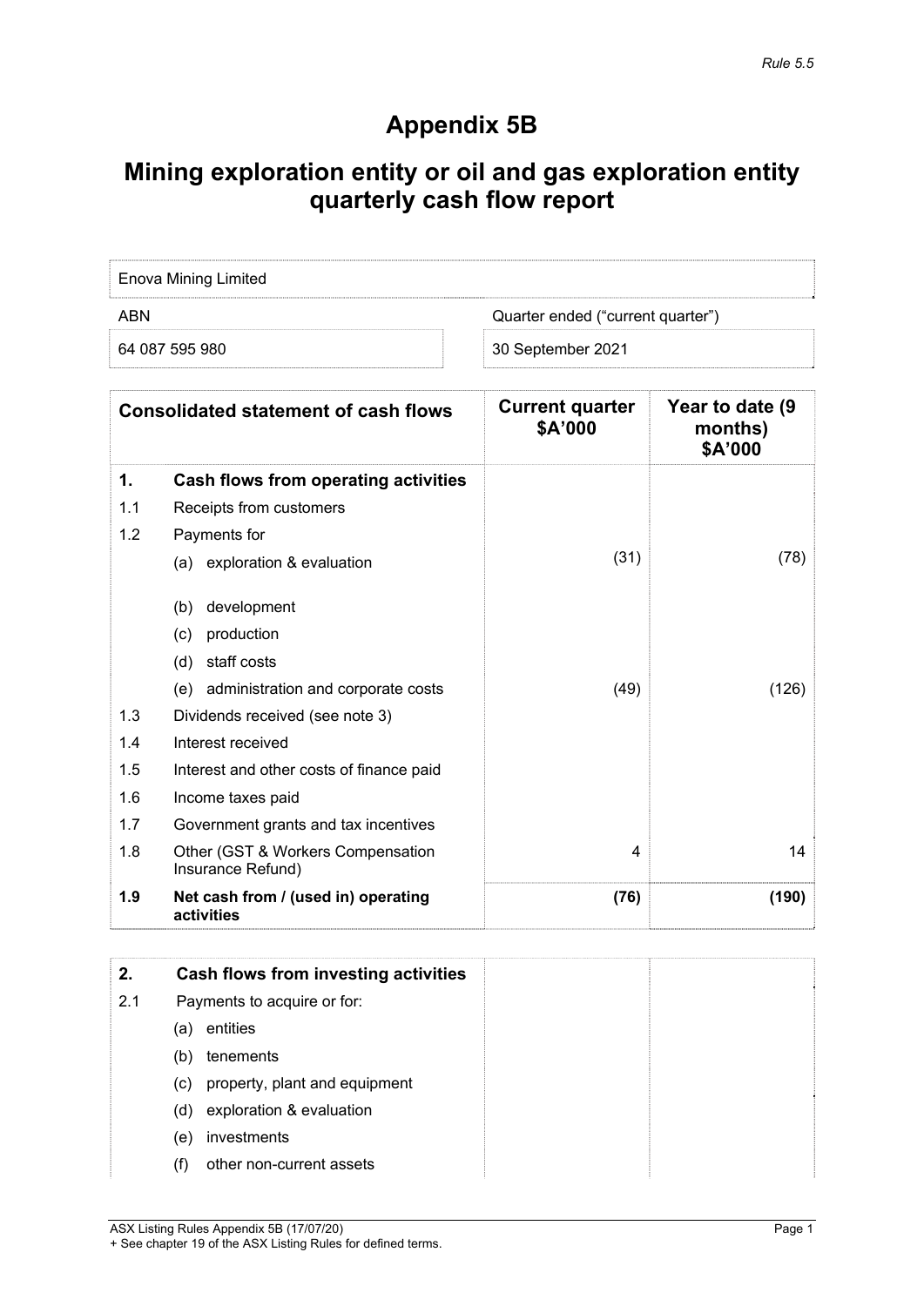*Rule 5.5*

# Appendix 5B

## Mining exploration entity or oil and gas exploration entity quarterly cash flow report

| Enova Mining Limited | |
|---|---|
| ABN | Quarter ended ("current quarter") |
| 64 087 595 980 | 30 September 2021 |

| | Consolidated statement of cash flows | Current quarter $A'000 | Year to date (9 months) $A'000 |
|---|---|---|---|
| **1.** | **Cash flows from operating activities** | | |
| 1.1 | Receipts from customers | | |
| 1.2 | Payments for | | |
| | (a) exploration & evaluation | (31) | (78) |
| | (b) development | | |
| | (c) production | | |
| | (d) staff costs | | |
| | (e) administration and corporate costs | (49) | (126) |
| 1.3 | Dividends received (see note 3) | | |
| 1.4 | Interest received | | |
| 1.5 | Interest and other costs of finance paid | | |
| 1.6 | Income taxes paid | | |
| 1.7 | Government grants and tax incentives | | |
| 1.8 | Other (GST & Workers Compensation Insurance Refund) | 4 | 14 |
| **1.9** | **Net cash from / (used in) operating activities** | **(76)** | **(190)** |

| | | | |
|---|---|---|---|
| **2.** | **Cash flows from investing activities** | | |
| 2.1 | Payments to acquire or for: | | |
| | (a) entities | | |
| | (b) tenements | | |
| | (c) property, plant and equipment | | |
| | (d) exploration & evaluation | | |
| | (e) investments | | |
| | (f) other non-current assets | | |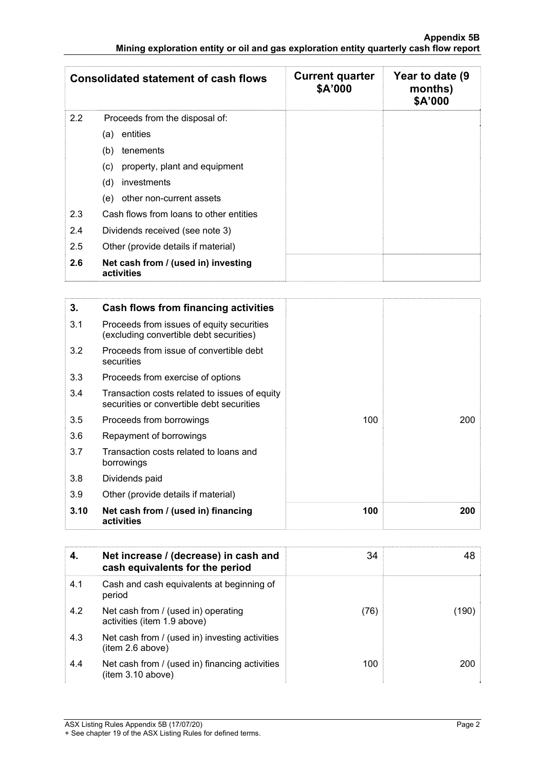| Consolidated statement of cash flows | | Current quarter $A'000 | Year to date (9 months) $A'000 |
|---|---|---|---|
| 2.2 | Proceeds from the disposal of: | | |
| | (a) entities | | |
| | (b) tenements | | |
| | (c) property, plant and equipment | | |
| | (d) investments | | |
| | (e) other non-current assets | | |
| 2.3 | Cash flows from loans to other entities | | |
| 2.4 | Dividends received (see note 3) | | |
| 2.5 | Other (provide details if material) | | |
| **2.6** | **Net cash from / (used in) investing activities** | | |

| **3.** | **Cash flows from financing activities** | | |
|---|---|---|---|
| 3.1 | Proceeds from issues of equity securities (excluding convertible debt securities) | | |
| 3.2 | Proceeds from issue of convertible debt securities | | |
| 3.3 | Proceeds from exercise of options | | |
| 3.4 | Transaction costs related to issues of equity securities or convertible debt securities | | |
| 3.5 | Proceeds from borrowings | 100 | 200 |
| 3.6 | Repayment of borrowings | | |
| 3.7 | Transaction costs related to loans and borrowings | | |
| 3.8 | Dividends paid | | |
| 3.9 | Other (provide details if material) | | |
| **3.10** | **Net cash from / (used in) financing activities** | **100** | **200** |

| **4.** | **Net increase / (decrease) in cash and cash equivalents for the period** | 34 | 48 |
|---|---|---|---|
| 4.1 | Cash and cash equivalents at beginning of period | | |
| 4.2 | Net cash from / (used in) operating activities (item 1.9 above) | (76) | (190) |
| 4.3 | Net cash from / (used in) investing activities (item 2.6 above) | | |
| 4.4 | Net cash from / (used in) financing activities (item 3.10 above) | 100 | 200 |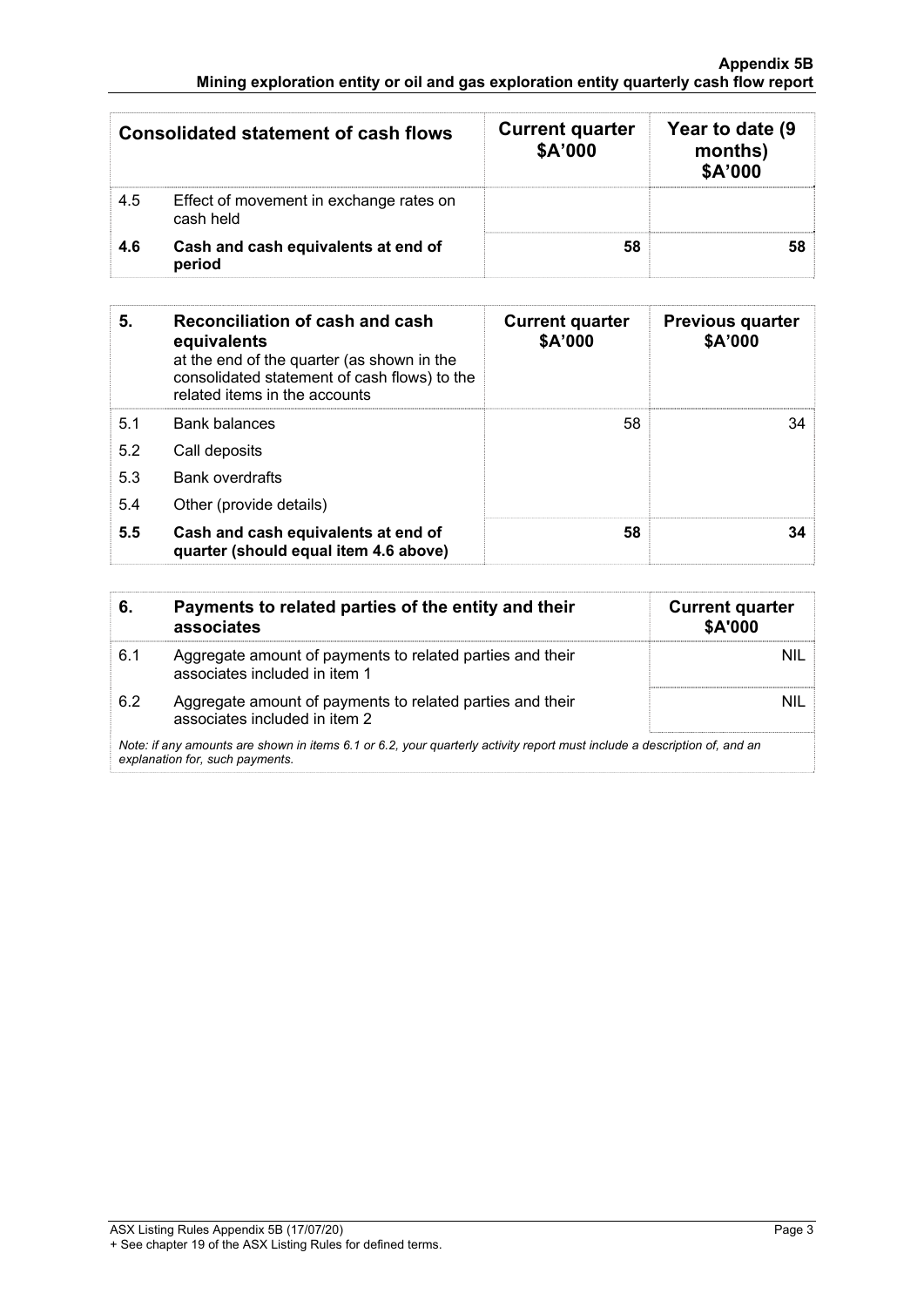| Consolidated statement of cash flows | | Current quarter $A'000 | Year to date (9 months) $A'000 |
|---|---|---|---|
| 4.5 | Effect of movement in exchange rates on cash held | | |
| **4.6** | **Cash and cash equivalents at end of period** | **58** | **58** |

| 5. | Reconciliation of cash and cash equivalents at the end of the quarter (as shown in the consolidated statement of cash flows) to the related items in the accounts | Current quarter $A'000 | Previous quarter $A'000 |
|---|---|---|---|
| 5.1 | Bank balances | 58 | 34 |
| 5.2 | Call deposits | | |
| 5.3 | Bank overdrafts | | |
| 5.4 | Other (provide details) | | |
| **5.5** | **Cash and cash equivalents at end of quarter (should equal item 4.6 above)** | **58** | **34** |

| 6. | Payments to related parties of the entity and their associates | Current quarter $A'000 |
|---|---|---|
| 6.1 | Aggregate amount of payments to related parties and their associates included in item 1 | NIL |
| 6.2 | Aggregate amount of payments to related parties and their associates included in item 2 | NIL |

*Note: if any amounts are shown in items 6.1 or 6.2, your quarterly activity report must include a description of, and an explanation for, such payments.*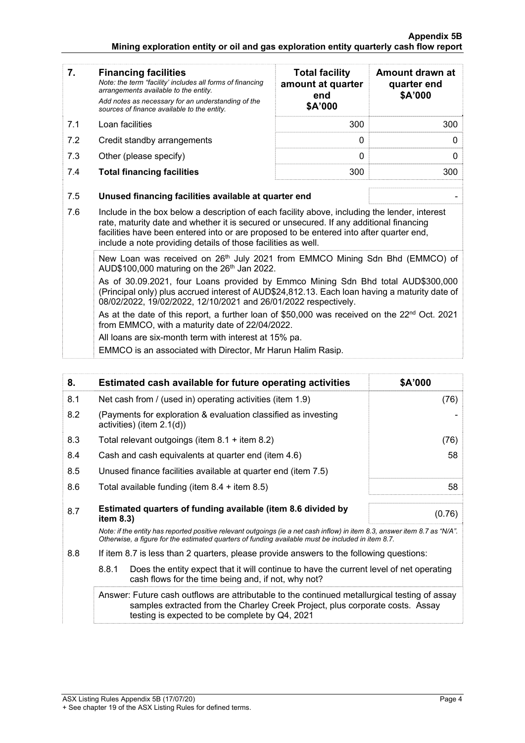| 7. | **Financing facilities**<br>*Note: the term "facility' includes all forms of financing arrangements available to the entity.*<br>*Add notes as necessary for an understanding of the sources of finance available to the entity.* | **Total facility amount at quarter end**<br>**$A'000** | **Amount drawn at quarter end**<br>**$A'000** |
|---|---|---|---|
| 7.1 | Loan facilities | 300 | 300 |
| 7.2 | Credit standby arrangements | 0 | 0 |
| 7.3 | Other (please specify) | 0 | 0 |
| 7.4 | **Total financing facilities** | 300 | 300 |

| | | |
|---|---|---|
| 7.5 | **Unused financing facilities available at quarter end** | - |

7.6 Include in the box below a description of each facility above, including the lender, interest rate, maturity date and whether it is secured or unsecured. If any additional financing facilities have been entered into or are proposed to be entered into after quarter end, include a note providing details of those facilities as well.

New Loan was received on 26th July 2021 from EMMCO Mining Sdn Bhd (EMMCO) of AUD$100,000 maturing on the 26th Jan 2022.

As of 30.09.2021, four Loans provided by Emmco Mining Sdn Bhd total AUD$300,000 (Principal only) plus accrued interest of AUD$24,812.13. Each loan having a maturity date of 08/02/2022, 19/02/2022, 12/10/2021 and 26/01/2022 respectively.

As at the date of this report, a further loan of $50,000 was received on the 22nd Oct. 2021 from EMMCO, with a maturity date of 22/04/2022.

All loans are six-month term with interest at 15% pa.

EMMCO is an associated with Director, Mr Harun Halim Rasip.

| 8. | **Estimated cash available for future operating activities** | **$A'000** |
|---|---|---|
| 8.1 | Net cash from / (used in) operating activities (item 1.9) | (76) |
| 8.2 | (Payments for exploration & evaluation classified as investing activities) (item 2.1(d)) | - |
| 8.3 | Total relevant outgoings (item 8.1 + item 8.2) | (76) |
| 8.4 | Cash and cash equivalents at quarter end (item 4.6) | 58 |
| 8.5 | Unused finance facilities available at quarter end (item 7.5) | |
| 8.6 | Total available funding (item 8.4 + item 8.5) | 58 |
| 8.7 | **Estimated quarters of funding available (item 8.6 divided by item 8.3)** | (0.76) |

*Note: if the entity has reported positive relevant outgoings (ie a net cash inflow) in item 8.3, answer item 8.7 as "N/A". Otherwise, a figure for the estimated quarters of funding available must be included in item 8.7.*

8.8 If item 8.7 is less than 2 quarters, please provide answers to the following questions:

8.8.1 Does the entity expect that it will continue to have the current level of net operating cash flows for the time being and, if not, why not?

Answer: Future cash outflows are attributable to the continued metallurgical testing of assay samples extracted from the Charley Creek Project, plus corporate costs. Assay testing is expected to be complete by Q4, 2021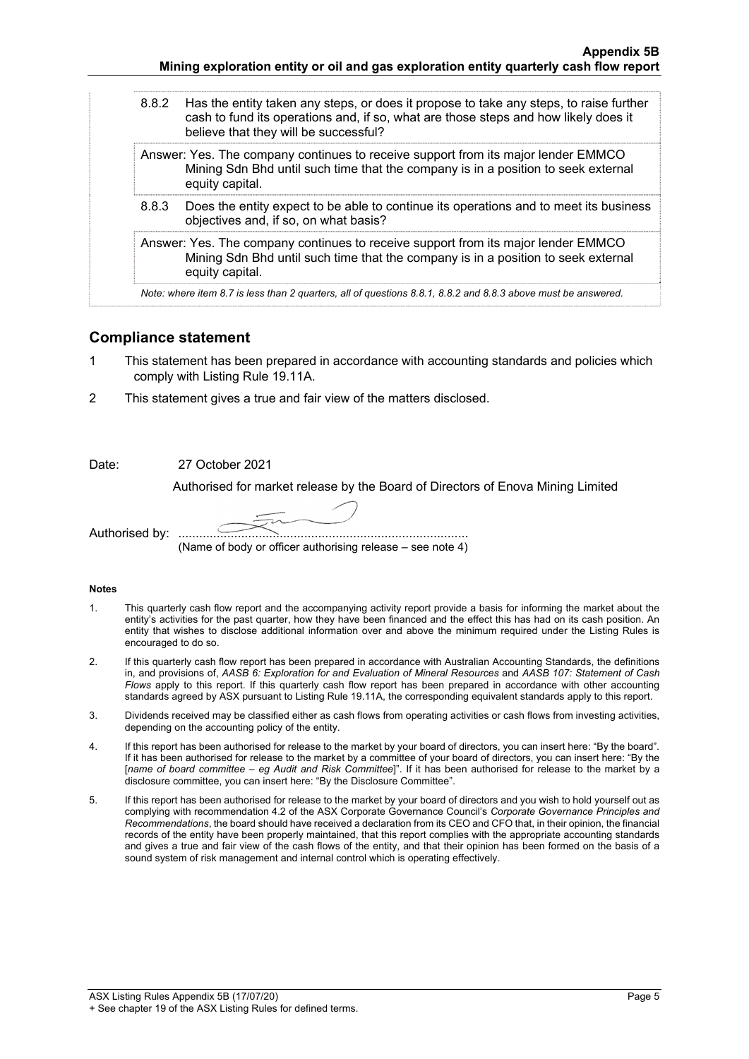| | |
|---|---|
| 8.8.2 | Has the entity taken any steps, or does it propose to take any steps, to raise further cash to fund its operations and, if so, what are those steps and how likely does it believe that they will be successful? |
| Answer: Yes. The company continues to receive support from its major lender EMMCO Mining Sdn Bhd until such time that the company is in a position to seek external equity capital. | |
| 8.8.3 | Does the entity expect to be able to continue its operations and to meet its business objectives and, if so, on what basis? |
| Answer: Yes. The company continues to receive support from its major lender EMMCO Mining Sdn Bhd until such time that the company is in a position to seek external equity capital. | |

*Note: where item 8.7 is less than 2 quarters, all of questions 8.8.1, 8.8.2 and 8.8.3 above must be answered.*

## Compliance statement

1. This statement has been prepared in accordance with accounting standards and policies which comply with Listing Rule 19.11A.
2. This statement gives a true and fair view of the matters disclosed.

Date: 27 October 2021

Authorised for market release by the Board of Directors of Enova Mining Limited

Authorised by: ................................................................................
(Name of body or officer authorising release – see note 4)

#### Notes

1. This quarterly cash flow report and the accompanying activity report provide a basis for informing the market about the entity's activities for the past quarter, how they have been financed and the effect this has had on its cash position. An entity that wishes to disclose additional information over and above the minimum required under the Listing Rules is encouraged to do so.
2. If this quarterly cash flow report has been prepared in accordance with Australian Accounting Standards, the definitions in, and provisions of, *AASB 6: Exploration for and Evaluation of Mineral Resources* and *AASB 107: Statement of Cash Flows* apply to this report. If this quarterly cash flow report has been prepared in accordance with other accounting standards agreed by ASX pursuant to Listing Rule 19.11A, the corresponding equivalent standards apply to this report.
3. Dividends received may be classified either as cash flows from operating activities or cash flows from investing activities, depending on the accounting policy of the entity.
4. If this report has been authorised for release to the market by your board of directors, you can insert here: "By the board". If it has been authorised for release to the market by a committee of your board of directors, you can insert here: "By the [*name of board committee – eg Audit and Risk Committee*]". If it has been authorised for release to the market by a disclosure committee, you can insert here: "By the Disclosure Committee".
5. If this report has been authorised for release to the market by your board of directors and you wish to hold yourself out as complying with recommendation 4.2 of the ASX Corporate Governance Council's *Corporate Governance Principles and Recommendations*, the board should have received a declaration from its CEO and CFO that, in their opinion, the financial records of the entity have been properly maintained, that this report complies with the appropriate accounting standards and gives a true and fair view of the cash flows of the entity, and that their opinion has been formed on the basis of a sound system of risk management and internal control which is operating effectively.